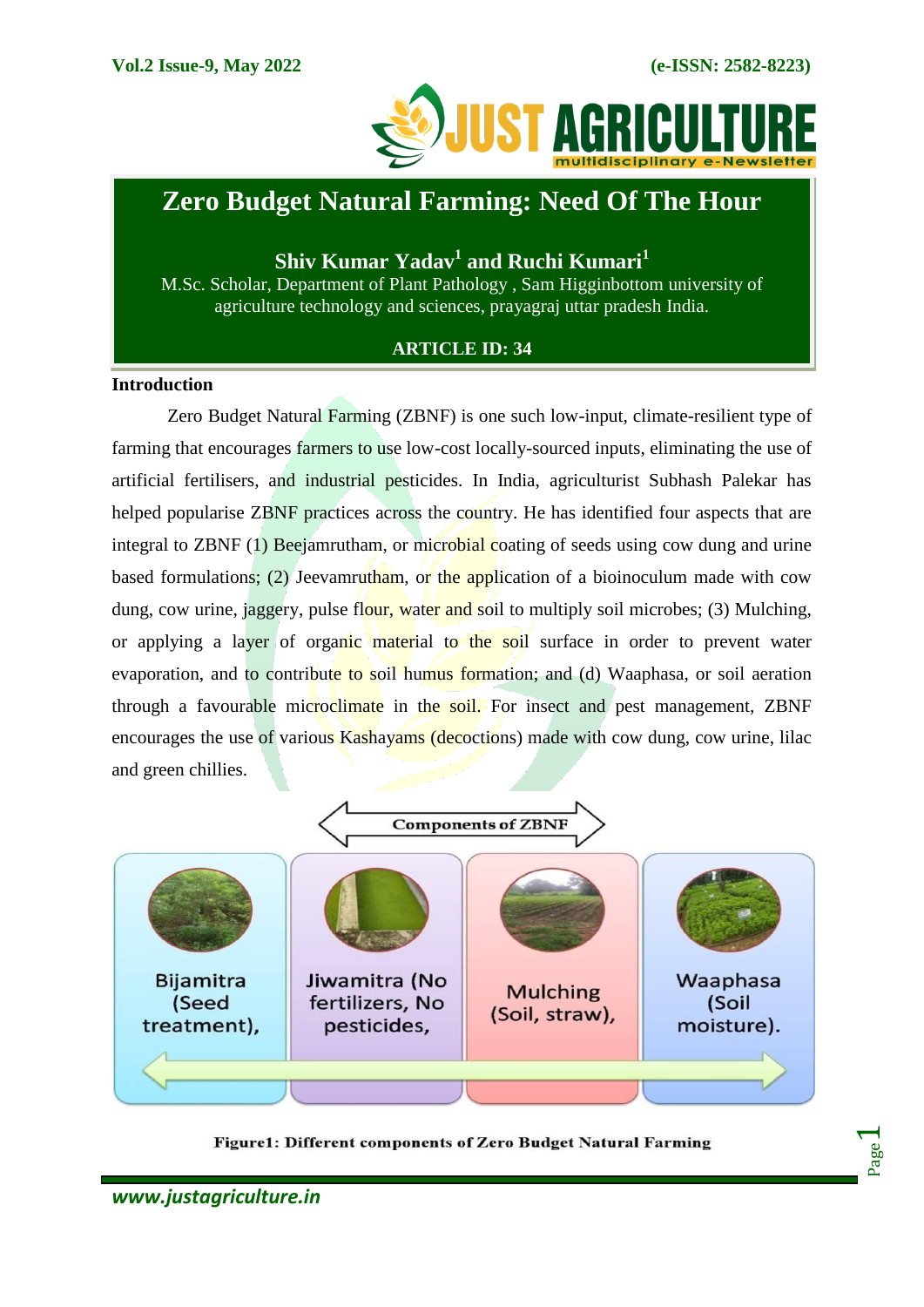# Zero Budget Natural Farming: Need Of The Hour

**Shiv Kumar Yadav[1] and Ruchi Kumari[1]**

M.Sc. Scholar, Department of Plant Pathology , Sam Higginbottom university of agriculture technology and sciences, prayagraj uttar pradesh India.

**ARTICLE ID: 34**

## Introduction

Zero Budget Natural Farming (ZBNF) is one such low-input, climate-resilient type of farming that encourages farmers to use low-cost locally-sourced inputs, eliminating the use of artificial fertilisers, and industrial pesticides. In India, agriculturist Subhash Palekar has helped popularise ZBNF practices across the country. He has identified four aspects that are integral to ZBNF (1) Beejamrutham, or microbial coating of seeds using cow dung and urine based formulations; (2) Jeevamrutham, or the application of a bioinoculum made with cow dung, cow urine, jaggery, pulse flour, water and soil to multiply soil microbes; (3) Mulching, or applying a layer of organic material to the soil surface in order to prevent water evaporation, and to contribute to soil humus formation; and (d) Waaphasa, or soil aeration through a favourable microclimate in the soil. For insect and pest management, ZBNF encourages the use of various Kashayams (decoctions) made with cow dung, cow urine, lilac and green chillies.

Components of ZBNF

| Bijamitra (Seed treatment), | Jiwamitra (No fertilizers, No pesticides, | Mulching (Soil, straw), | Waaphasa (Soil moisture). |
|---|---|---|---|

**Figure1: Different components of Zero Budget Natural Farming**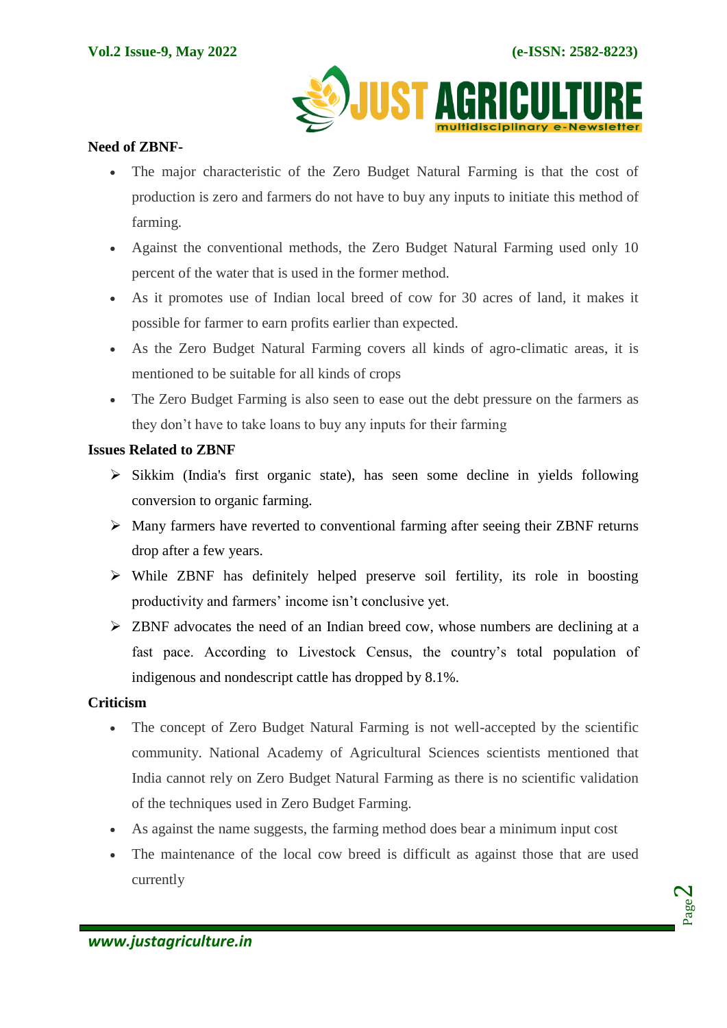**Need of ZBNF-**

- The major characteristic of the Zero Budget Natural Farming is that the cost of production is zero and farmers do not have to buy any inputs to initiate this method of farming.
- Against the conventional methods, the Zero Budget Natural Farming used only 10 percent of the water that is used in the former method.
- As it promotes use of Indian local breed of cow for 30 acres of land, it makes it possible for farmer to earn profits earlier than expected.
- As the Zero Budget Natural Farming covers all kinds of agro-climatic areas, it is mentioned to be suitable for all kinds of crops
- The Zero Budget Farming is also seen to ease out the debt pressure on the farmers as they don't have to take loans to buy any inputs for their farming

**Issues Related to ZBNF**

- Sikkim (India's first organic state), has seen some decline in yields following conversion to organic farming.
- Many farmers have reverted to conventional farming after seeing their ZBNF returns drop after a few years.
- While ZBNF has definitely helped preserve soil fertility, its role in boosting productivity and farmers' income isn't conclusive yet.
- ZBNF advocates the need of an Indian breed cow, whose numbers are declining at a fast pace. According to Livestock Census, the country's total population of indigenous and nondescript cattle has dropped by 8.1%.

**Criticism**

- The concept of Zero Budget Natural Farming is not well-accepted by the scientific community. National Academy of Agricultural Sciences scientists mentioned that India cannot rely on Zero Budget Natural Farming as there is no scientific validation of the techniques used in Zero Budget Farming.
- As against the name suggests, the farming method does bear a minimum input cost
- The maintenance of the local cow breed is difficult as against those that are used currently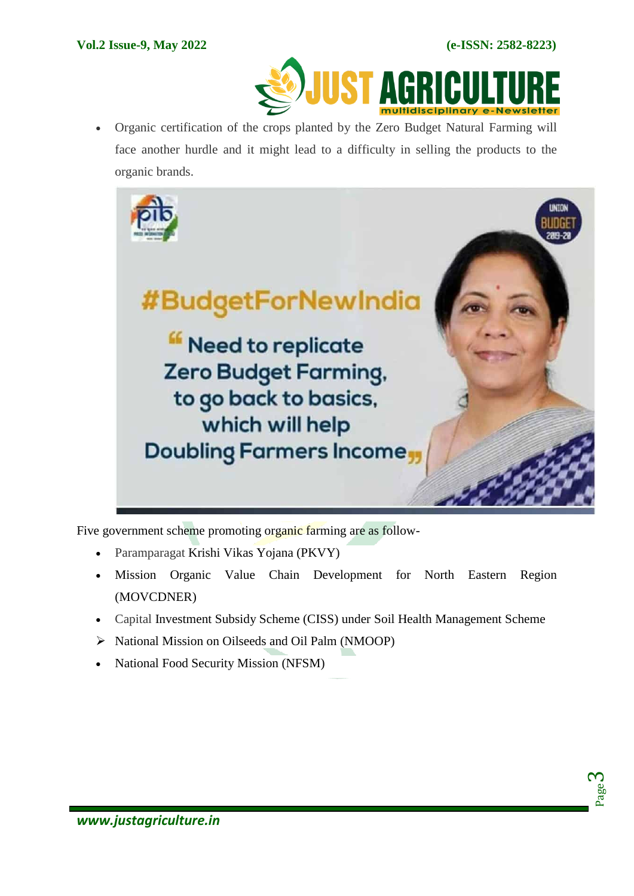- Organic certification of the crops planted by the Zero Budget Natural Farming will face another hurdle and it might lead to a difficulty in selling the products to the organic brands.

Five government scheme promoting organic farming are as follow-

- Paramparagat Krishi Vikas Yojana (PKVY)
- Mission Organic Value Chain Development for North Eastern Region (MOVCDNER)
- Capital Investment Subsidy Scheme (CISS) under Soil Health Management Scheme
- National Mission on Oilseeds and Oil Palm (NMOOP)
- National Food Security Mission (NFSM)